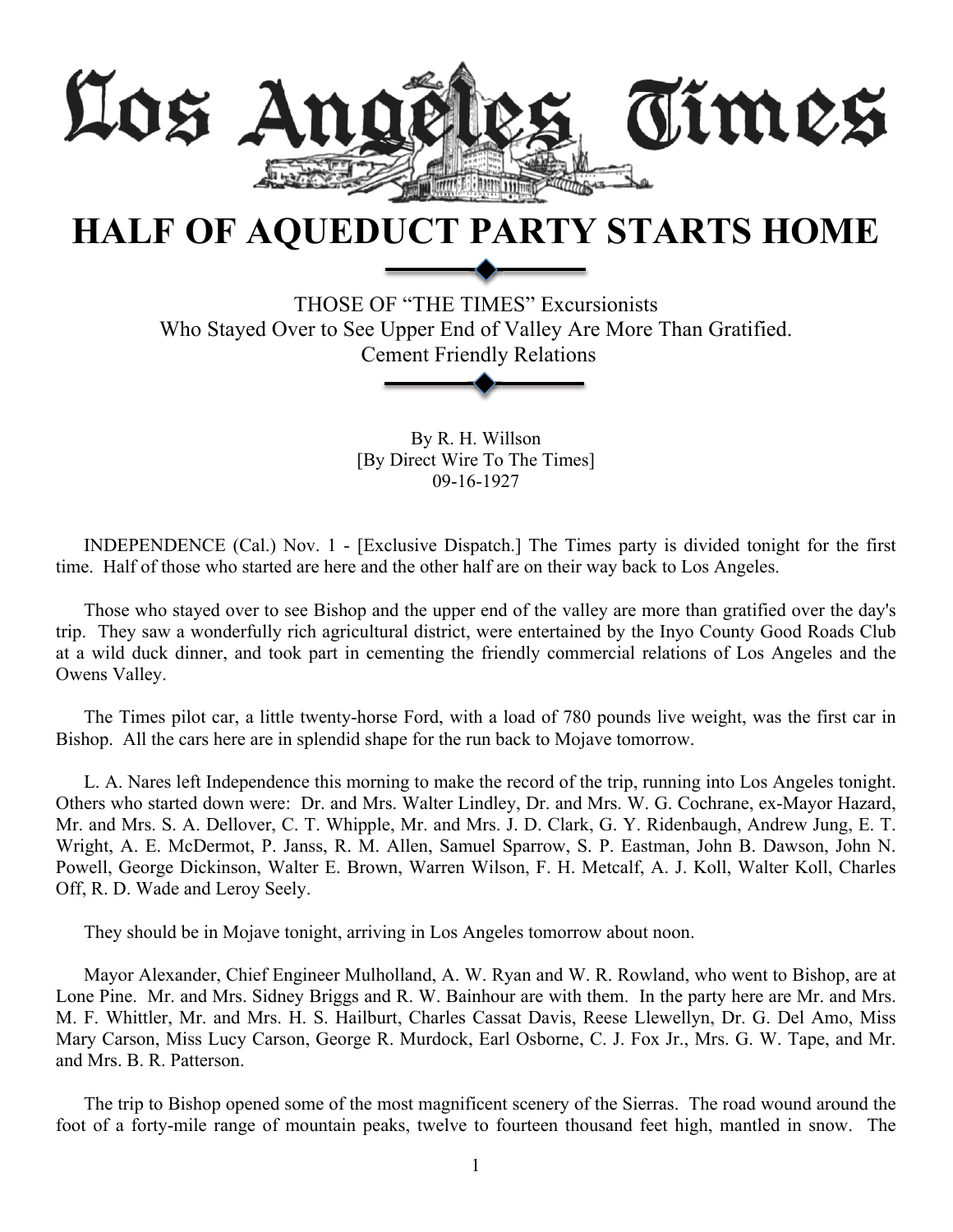# Los Angeles Times

# HALF OF AQUEDUCT PARTY STARTS HOME

THOSE OF "THE TIMES" Excursionists
Who Stayed Over to See Upper End of Valley Are More Than Gratified.
Cement Friendly Relations

By R. H. Willson
[By Direct Wire To The Times]
09-16-1927

INDEPENDENCE (Cal.) Nov. 1 - [Exclusive Dispatch.] The Times party is divided tonight for the first time. Half of those who started are here and the other half are on their way back to Los Angeles.

Those who stayed over to see Bishop and the upper end of the valley are more than gratified over the day's trip. They saw a wonderfully rich agricultural district, were entertained by the Inyo County Good Roads Club at a wild duck dinner, and took part in cementing the friendly commercial relations of Los Angeles and the Owens Valley.

The Times pilot car, a little twenty-horse Ford, with a load of 780 pounds live weight, was the first car in Bishop. All the cars here are in splendid shape for the run back to Mojave tomorrow.

L. A. Nares left Independence this morning to make the record of the trip, running into Los Angeles tonight. Others who started down were: Dr. and Mrs. Walter Lindley, Dr. and Mrs. W. G. Cochrane, ex-Mayor Hazard, Mr. and Mrs. S. A. Dellover, C. T. Whipple, Mr. and Mrs. J. D. Clark, G. Y. Ridenbaugh, Andrew Jung, E. T. Wright, A. E. McDermot, P. Janss, R. M. Allen, Samuel Sparrow, S. P. Eastman, John B. Dawson, John N. Powell, George Dickinson, Walter E. Brown, Warren Wilson, F. H. Metcalf, A. J. Koll, Walter Koll, Charles Off, R. D. Wade and Leroy Seely.

They should be in Mojave tonight, arriving in Los Angeles tomorrow about noon.

Mayor Alexander, Chief Engineer Mulholland, A. W. Ryan and W. R. Rowland, who went to Bishop, are at Lone Pine. Mr. and Mrs. Sidney Briggs and R. W. Bainhour are with them. In the party here are Mr. and Mrs. M. F. Whittler, Mr. and Mrs. H. S. Hailburt, Charles Cassat Davis, Reese Llewellyn, Dr. G. Del Amo, Miss Mary Carson, Miss Lucy Carson, George R. Murdock, Earl Osborne, C. J. Fox Jr., Mrs. G. W. Tape, and Mr. and Mrs. B. R. Patterson.

The trip to Bishop opened some of the most magnificent scenery of the Sierras. The road wound around the foot of a forty-mile range of mountain peaks, twelve to fourteen thousand feet high, mantled in snow. The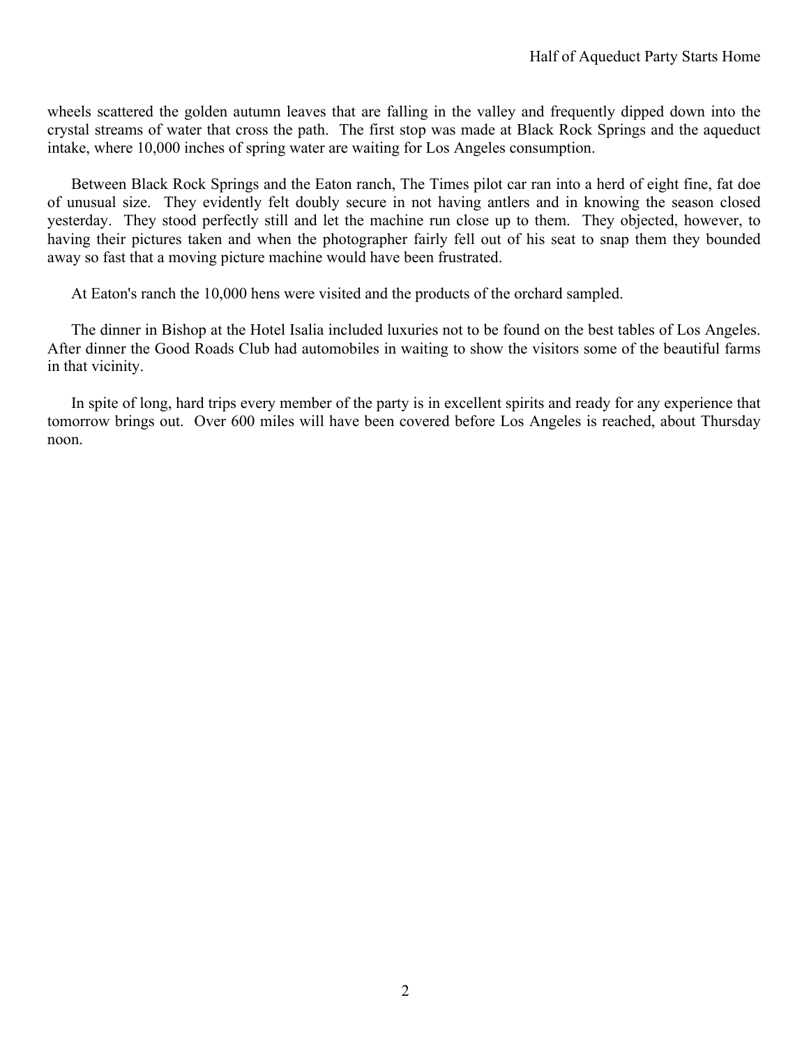wheels scattered the golden autumn leaves that are falling in the valley and frequently dipped down into the crystal streams of water that cross the path. The first stop was made at Black Rock Springs and the aqueduct intake, where 10,000 inches of spring water are waiting for Los Angeles consumption.

Between Black Rock Springs and the Eaton ranch, The Times pilot car ran into a herd of eight fine, fat doe of unusual size. They evidently felt doubly secure in not having antlers and in knowing the season closed yesterday. They stood perfectly still and let the machine run close up to them. They objected, however, to having their pictures taken and when the photographer fairly fell out of his seat to snap them they bounded away so fast that a moving picture machine would have been frustrated.

At Eaton's ranch the 10,000 hens were visited and the products of the orchard sampled.

The dinner in Bishop at the Hotel Isalia included luxuries not to be found on the best tables of Los Angeles. After dinner the Good Roads Club had automobiles in waiting to show the visitors some of the beautiful farms in that vicinity.

In spite of long, hard trips every member of the party is in excellent spirits and ready for any experience that tomorrow brings out. Over 600 miles will have been covered before Los Angeles is reached, about Thursday noon.